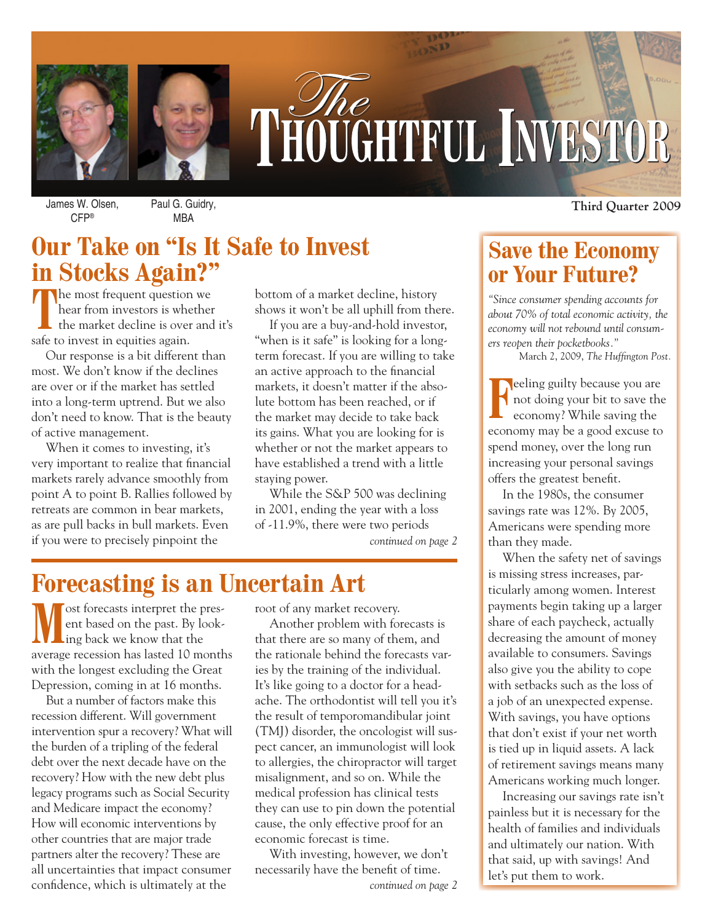# The Thoughtful Investor

James W. Olsen, CFP®

Paul G. Guidry, MBA

**Third Quarter 2009**

## Our Take on "Is It Safe to Invest in Stocks Again?"

The most frequent question we hear from investors is whether the market decline is over and it's safe to invest in equities again.

Our response is a bit different than most. We don't know if the declines are over or if the market has settled into a long-term uptrend. But we also don't need to know. That is the beauty of active management.

When it comes to investing, it's very important to realize that financial markets rarely advance smoothly from point A to point B. Rallies followed by retreats are common in bear markets, as are pull backs in bull markets. Even if you were to precisely pinpoint the bottom of a market decline, history shows it won't be all uphill from there.

If you are a buy-and-hold investor, "when is it safe" is looking for a long-term forecast. If you are willing to take an active approach to the financial markets, it doesn't matter if the absolute bottom has been reached, or if the market may decide to take back its gains. What you are looking for is whether or not the market appears to have established a trend with a little staying power.

While the S&P 500 was declining in 2001, ending the year with a loss of -11.9%, there were two periods

*continued on page 2*

## Forecasting is an Uncertain Art

Most forecasts interpret the present based on the past. By looking back we know that the average recession has lasted 10 months with the longest excluding the Great Depression, coming in at 16 months.

But a number of factors make this recession different. Will government intervention spur a recovery? What will the burden of a tripling of the federal debt over the next decade have on the recovery? How with the new debt plus legacy programs such as Social Security and Medicare impact the economy? How will economic interventions by other countries that are major trade partners alter the recovery? These are all uncertainties that impact consumer confidence, which is ultimately at the root of any market recovery.

Another problem with forecasts is that there are so many of them, and the rationale behind the forecasts varies by the training of the individual. It's like going to a doctor for a headache. The orthodontist will tell you it's the result of temporomandibular joint (TMJ) disorder, the oncologist will suspect cancer, an immunologist will look to allergies, the chiropractor will target misalignment, and so on. While the medical profession has clinical tests they can use to pin down the potential cause, the only effective proof for an economic forecast is time.

With investing, however, we don't necessarily have the benefit of time.

*continued on page 2*

## Save the Economy or Your Future?

*"Since consumer spending accounts for about 70% of total economic activity, the economy will not rebound until consumers reopen their pocketbooks."*
March 2, 2009, *The Huffington Post.*

Feeling guilty because you are not doing your bit to save the economy? While saving the economy may be a good excuse to spend money, over the long run increasing your personal savings offers the greatest benefit.

In the 1980s, the consumer savings rate was 12%. By 2005, Americans were spending more than they made.

When the safety net of savings is missing stress increases, particularly among women. Interest payments begin taking up a larger share of each paycheck, actually decreasing the amount of money available to consumers. Savings also give you the ability to cope with setbacks such as the loss of a job of an unexpected expense. With savings, you have options that don't exist if your net worth is tied up in liquid assets. A lack of retirement savings means many Americans working much longer.

Increasing our savings rate isn't painless but it is necessary for the health of families and individuals and ultimately our nation. With that said, up with savings! And let's put them to work.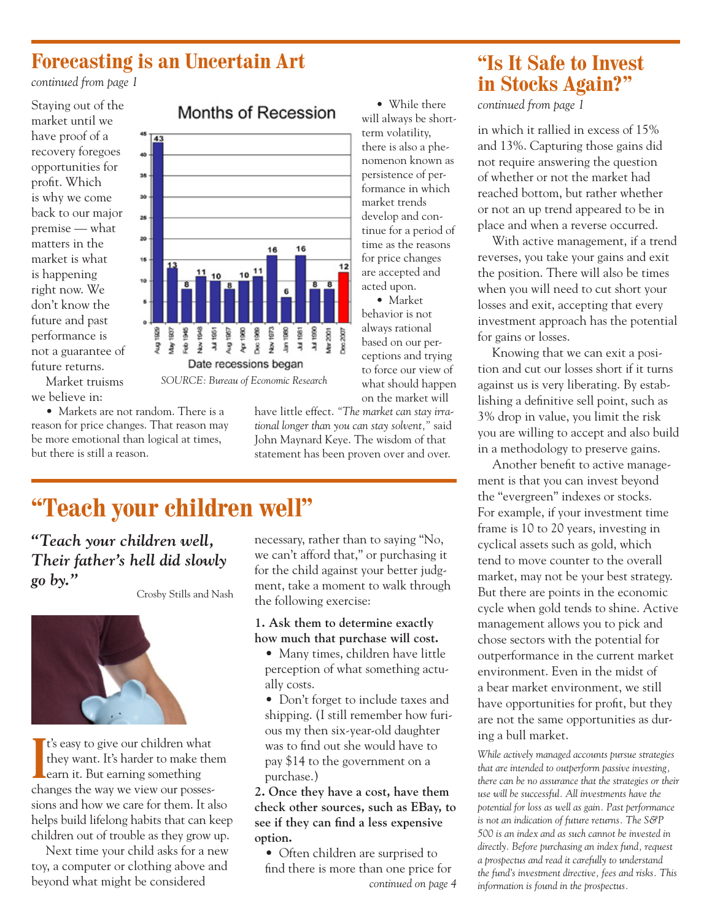## Forecasting is an Uncertain Art

*continued from page 1*

Staying out of the market until we have proof of a recovery foregoes opportunities for profit. Which is why we come back to our major premise — what matters in the market is what is happening right now. We don't know the future and past performance is not a guarantee of future returns.

Market truisms we believe in:

- Markets are not random. There is a reason for price changes. That reason may be more emotional than logical at times, but there is still a reason.
- While there will always be short-term volatility, there is also a phenomenon known as persistence of performance in which market trends develop and continue for a period of time as the reasons for price changes are accepted and acted upon.
- Market behavior is not always rational based on our perceptions and trying to force our view of what should happen on the market will have little effect. *"The market can stay irrational longer than you can stay solvent,"* said John Maynard Keye. The wisdom of that statement has been proven over and over.

**Months of Recession**

| Date recessions began | Months |
|---|---|
| Aug 1929 | 43 |
| May 1937 | 13 |
| Feb 1945 | 8 |
| Nov 1948 | 11 |
| Jul 1953 | 10 |
| Aug 1957 | 8 |
| Apr 1960 | 10 |
| Dec 1969 | 11 |
| Nov 1973 | 16 |
| Jan 1980 | 6 |
| Jul 1981 | 16 |
| Jul 1990 | 8 |
| Mar 2001 | 8 |
| Dec 2007 | 12 |

*SOURCE: Bureau of Economic Research*

## "Teach your children well"

***"Teach your children well, Their father's hell did slowly go by."***

Crosby Stills and Nash

It's easy to give our children what they want. It's harder to make them earn it. But earning something changes the way we view our possessions and how we care for them. It also helps build lifelong habits that can keep children out of trouble as they grow up.

Next time your child asks for a new toy, a computer or clothing above and beyond what might be considered necessary, rather than to saying "No, we can't afford that," or purchasing it for the child against your better judgment, take a moment to walk through the following exercise:

**1. Ask them to determine exactly how much that purchase will cost.**

- Many times, children have little perception of what something actually costs.
- Don't forget to include taxes and shipping. (I still remember how furious my then six-year-old daughter was to find out she would have to pay $14 to the government on a purchase.)

**2. Once they have a cost, have them check other sources, such as EBay, to see if they can find a less expensive option.**

- Often children are surprised to find there is more than one price for

*continued on page 4*

## "Is It Safe to Invest in Stocks Again?"

*continued from page 1*

in which it rallied in excess of 15% and 13%. Capturing those gains did not require answering the question of whether or not the market had reached bottom, but rather whether or not an up trend appeared to be in place and when a reverse occurred.

With active management, if a trend reverses, you take your gains and exit the position. There will also be times when you will need to cut short your losses and exit, accepting that every investment approach has the potential for gains or losses.

Knowing that we can exit a position and cut our losses short if it turns against us is very liberating. By establishing a definitive sell point, such as 3% drop in value, you limit the risk you are willing to accept and also build in a methodology to preserve gains.

Another benefit to active management is that you can invest beyond the "evergreen" indexes or stocks. For example, if your investment time frame is 10 to 20 years, investing in cyclical assets such as gold, which tend to move counter to the overall market, may not be your best strategy. But there are points in the economic cycle when gold tends to shine. Active management allows you to pick and chose sectors with the potential for outperformance in the current market environment. Even in the midst of a bear market environment, we still have opportunities for profit, but they are not the same opportunities as during a bull market.

*While actively managed accounts pursue strategies that are intended to outperform passive investing, there can be no assurance that the strategies or their use will be successful. All investments have the potential for loss as well as gain. Past performance is not an indication of future returns. The S&P 500 is an index and as such cannot be invested in directly. Before purchasing an index fund, request a prospectus and read it carefully to understand the fund's investment directive, fees and risks. This information is found in the prospectus.*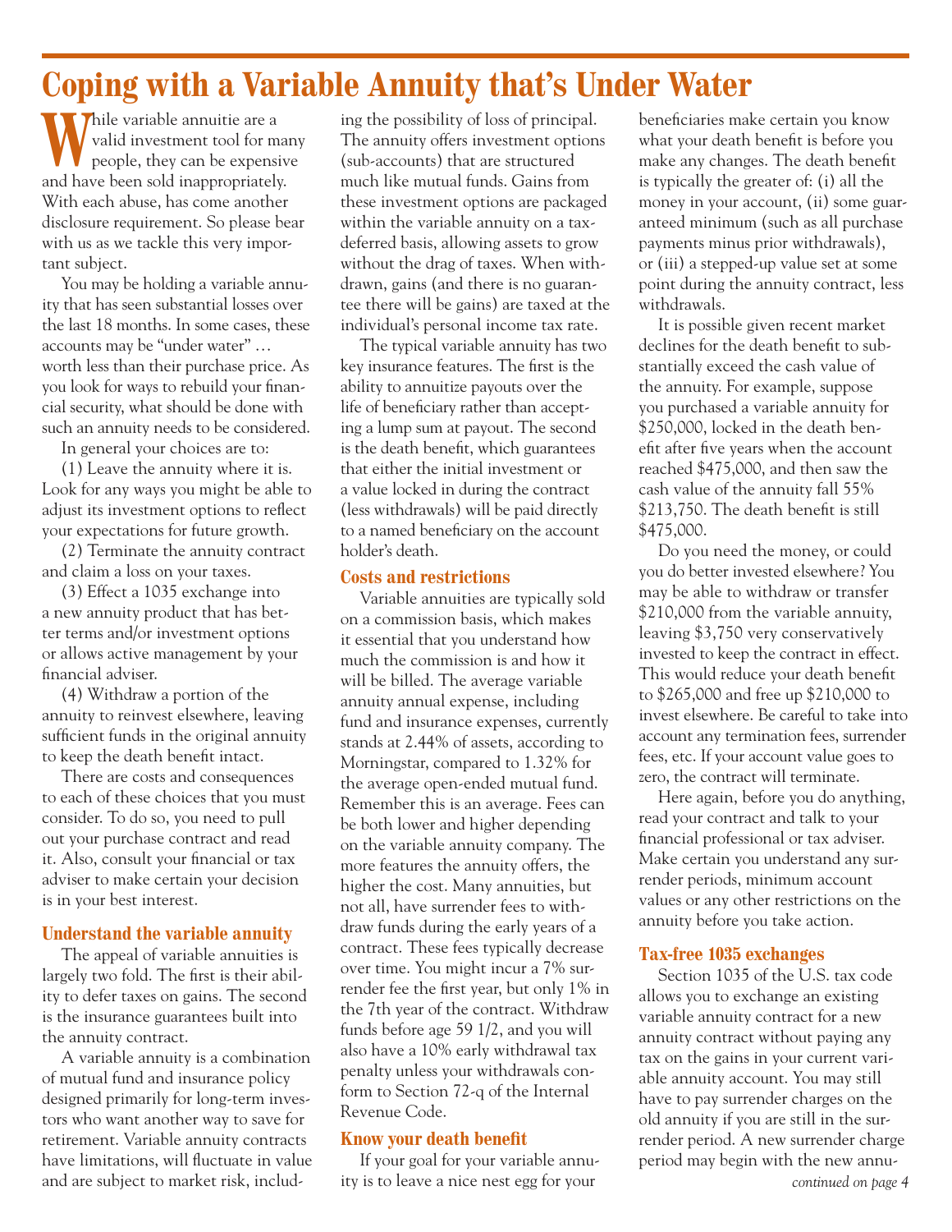# Coping with a Variable Annuity that's Under Water

While variable annuitie are a valid investment tool for many people, they can be expensive and have been sold inappropriately. With each abuse, has come another disclosure requirement. So please bear with us as we tackle this very important subject.

You may be holding a variable annuity that has seen substantial losses over the last 18 months. In some cases, these accounts may be "under water" … worth less than their purchase price. As you look for ways to rebuild your financial security, what should be done with such an annuity needs to be considered.

In general your choices are to:

(1) Leave the annuity where it is. Look for any ways you might be able to adjust its investment options to reflect your expectations for future growth.

(2) Terminate the annuity contract and claim a loss on your taxes.

(3) Effect a 1035 exchange into a new annuity product that has better terms and/or investment options or allows active management by your financial adviser.

(4) Withdraw a portion of the annuity to reinvest elsewhere, leaving sufficient funds in the original annuity to keep the death benefit intact.

There are costs and consequences to each of these choices that you must consider. To do so, you need to pull out your purchase contract and read it. Also, consult your financial or tax adviser to make certain your decision is in your best interest.

### Understand the variable annuity

The appeal of variable annuities is largely two fold. The first is their ability to defer taxes on gains. The second is the insurance guarantees built into the annuity contract.

A variable annuity is a combination of mutual fund and insurance policy designed primarily for long-term investors who want another way to save for retirement. Variable annuity contracts have limitations, will fluctuate in value and are subject to market risk, including the possibility of loss of principal. The annuity offers investment options (sub-accounts) that are structured much like mutual funds. Gains from these investment options are packaged within the variable annuity on a tax-deferred basis, allowing assets to grow without the drag of taxes. When withdrawn, gains (and there is no guarantee there will be gains) are taxed at the individual's personal income tax rate.

The typical variable annuity has two key insurance features. The first is the ability to annuitize payouts over the life of beneficiary rather than accepting a lump sum at payout. The second is the death benefit, which guarantees that either the initial investment or a value locked in during the contract (less withdrawals) will be paid directly to a named beneficiary on the account holder's death.

### Costs and restrictions

Variable annuities are typically sold on a commission basis, which makes it essential that you understand how much the commission is and how it will be billed. The average variable annuity annual expense, including fund and insurance expenses, currently stands at 2.44% of assets, according to Morningstar, compared to 1.32% for the average open-ended mutual fund. Remember this is an average. Fees can be both lower and higher depending on the variable annuity company. The more features the annuity offers, the higher the cost. Many annuities, but not all, have surrender fees to withdraw funds during the early years of a contract. These fees typically decrease over time. You might incur a 7% surrender fee the first year, but only 1% in the 7th year of the contract. Withdraw funds before age 59 1/2, and you will also have a 10% early withdrawal tax penalty unless your withdrawals conform to Section 72-q of the Internal Revenue Code.

### Know your death benefit

If your goal for your variable annuity is to leave a nice nest egg for your beneficiaries make certain you know what your death benefit is before you make any changes. The death benefit is typically the greater of: (i) all the money in your account, (ii) some guaranteed minimum (such as all purchase payments minus prior withdrawals), or (iii) a stepped-up value set at some point during the annuity contract, less withdrawals.

It is possible given recent market declines for the death benefit to substantially exceed the cash value of the annuity. For example, suppose you purchased a variable annuity for $250,000, locked in the death benefit after five years when the account reached $475,000, and then saw the cash value of the annuity fall 55% $213,750. The death benefit is still $475,000.

Do you need the money, or could you do better invested elsewhere? You may be able to withdraw or transfer $210,000 from the variable annuity, leaving $3,750 very conservatively invested to keep the contract in effect. This would reduce your death benefit to $265,000 and free up $210,000 to invest elsewhere. Be careful to take into account any termination fees, surrender fees, etc. If your account value goes to zero, the contract will terminate.

Here again, before you do anything, read your contract and talk to your financial professional or tax adviser. Make certain you understand any surrender periods, minimum account values or any other restrictions on the annuity before you take action.

### Tax-free 1035 exchanges

Section 1035 of the U.S. tax code allows you to exchange an existing variable annuity contract for a new annuity contract without paying any tax on the gains in your current variable annuity account. You may still have to pay surrender charges on the old annuity if you are still in the surrender period. A new surrender charge period may begin with the new annu-

*continued on page 4*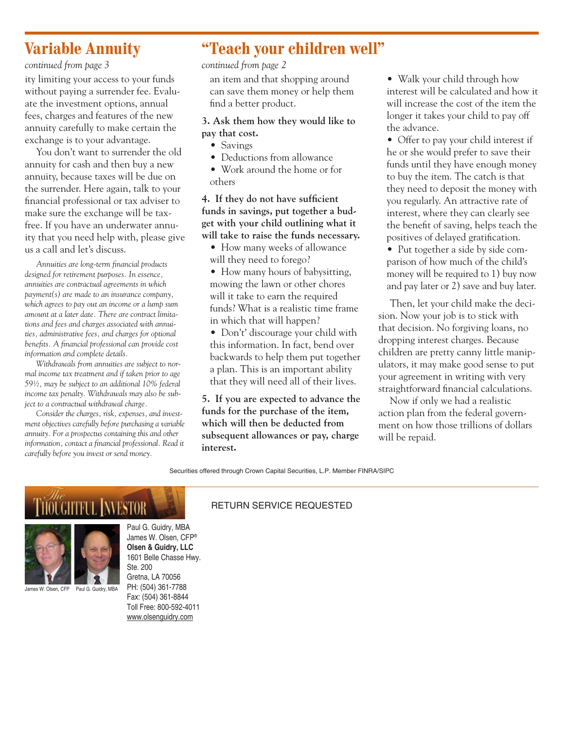## Variable Annuity

*continued from page 3*

ity limiting your access to your funds without paying a surrender fee. Evaluate the investment options, annual fees, charges and features of the new annuity carefully to make certain the exchange is to your advantage.

You don't want to surrender the old annuity for cash and then buy a new annuity, because taxes will be due on the surrender. Here again, talk to your financial professional or tax adviser to make sure the exchange will be tax-free. If you have an underwater annuity that you need help with, please give us a call and let's discuss.

*Annuities are long-term financial products designed for retirement purposes. In essence, annuities are contractual agreements in which payment(s) are made to an insurance company, which agrees to pay out an income or a lump sum amount at a later date. There are contract limitations and fees and charges associated with annuities, administrative fees, and charges for optional benefits. A financial professional can provide cost information and complete details.*

*Withdrawals from annuities are subject to normal income tax treatment and if taken prior to age 59½, may be subject to an additional 10% federal income tax penalty. Withdrawals may also be subject to a contractual withdrawal charge.*

*Consider the charges, risk, expenses, and investment objectives carefully before purchasing a variable annuity. For a prospectus containing this and other information, contact a financial professional. Read it carefully before you invest or send money.*

## "Teach your children well"

*continued from page 2*

an item and that shopping around can save them money or help them find a better product.

**3. Ask them how they would like to pay that cost.**

- Savings
- Deductions from allowance
- Work around the home or for others

**4. If they do not have sufficient funds in savings, put together a budget with your child outlining what it will take to raise the funds necessary.**

- How many weeks of allowance will they need to forego?
- How many hours of babysitting, mowing the lawn or other chores will it take to earn the required funds? What is a realistic time frame in which that will happen?
- Don't' discourage your child with this information. In fact, bend over backwards to help them put together a plan. This is an important ability that they will need all of their lives.

**5. If you are expected to advance the funds for the purchase of the item, which will then be deducted from subsequent allowances or pay, charge interest.**

- Walk your child through how interest will be calculated and how it will increase the cost of the item the longer it takes your child to pay off the advance.
- Offer to pay your child interest if he or she would prefer to save their funds until they have enough money to buy the item. The catch is that they need to deposit the money with you regularly. An attractive rate of interest, where they can clearly see the benefit of saving, helps teach the positives of delayed gratification.
- Put together a side by side comparison of how much of the child's money will be required to 1) buy now and pay later or 2) save and buy later.

Then, let your child make the decision. Now your job is to stick with that decision. No forgiving loans, no dropping interest charges. Because children are pretty canny little manipulators, it may make good sense to put your agreement in writing with very straightforward financial calculations.

Now if only we had a realistic action plan from the federal government on how those trillions of dollars will be repaid.

Securities offered through Crown Capital Securities, L.P. Member FINRA/SIPC

The Thoughtful Investor

RETURN SERVICE REQUESTED

James W. Olsen, CFP   Paul G. Guidry, MBA

Paul G. Guidry, MBA
James W. Olsen, CFP®
**Olsen & Guidry, LLC**
1601 Belle Chasse Hwy.
Ste. 200
Gretna, LA 70056
PH: (504) 361-7788
Fax: (504) 361-8844
Toll Free: 800-592-4011
www.olsenguidry.com